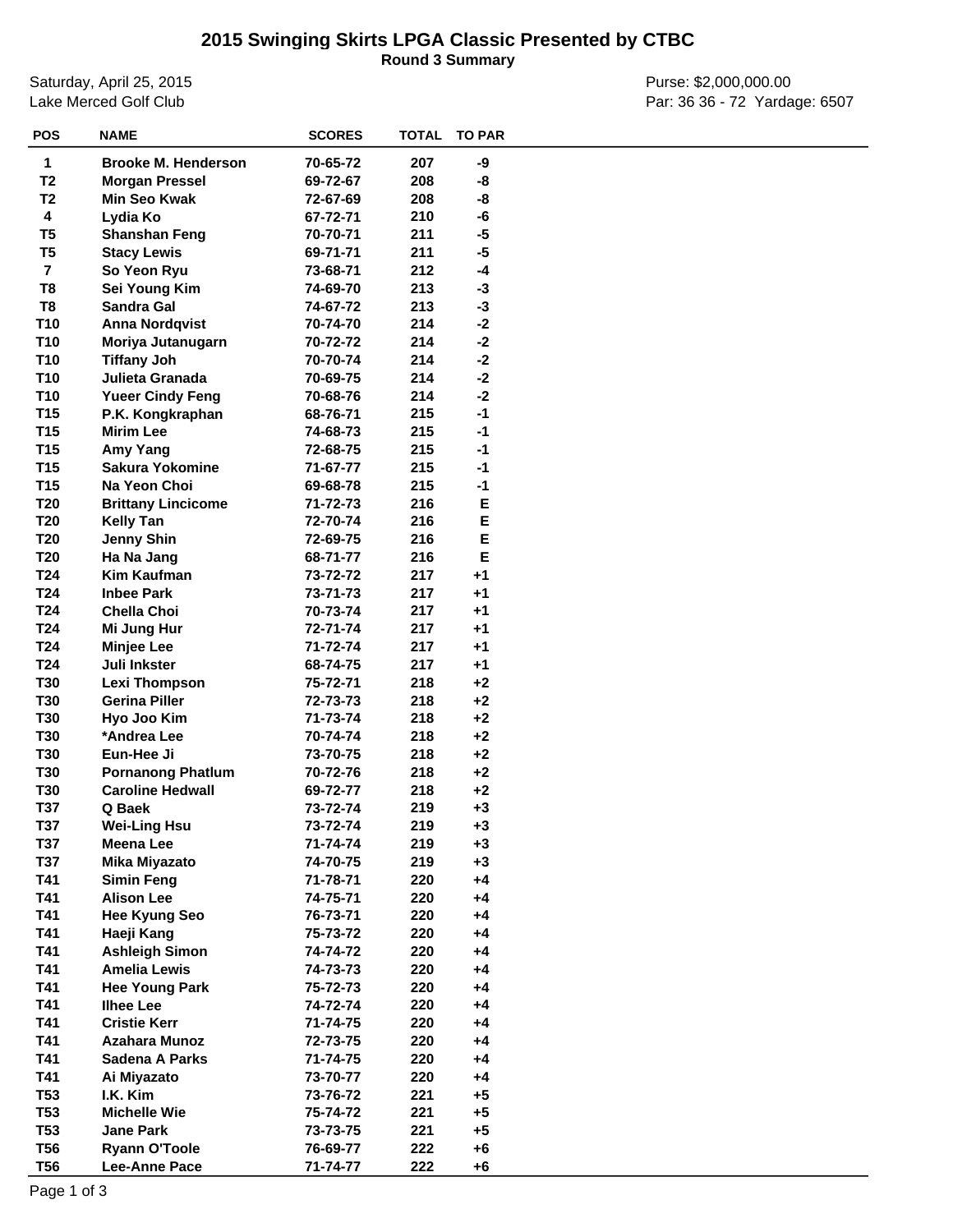# 2015 Swinging Skirts LPGA Classic Presented by CTBC

**Round 3 Summary**

Saturday, April 25, 2015
Lake Merced Golf Club

Purse: $2,000,000.00
Par: 36 36 - 72 Yardage: 6507

| POS | NAME | SCORES | TOTAL | TO PAR |
|---|---|---|---|---|
| 1 | Brooke M. Henderson | 70-65-72 | 207 | -9 |
| T2 | Morgan Pressel | 69-72-67 | 208 | -8 |
| T2 | Min Seo Kwak | 72-67-69 | 208 | -8 |
| 4 | Lydia Ko | 67-72-71 | 210 | -6 |
| T5 | Shanshan Feng | 70-70-71 | 211 | -5 |
| T5 | Stacy Lewis | 69-71-71 | 211 | -5 |
| 7 | So Yeon Ryu | 73-68-71 | 212 | -4 |
| T8 | Sei Young Kim | 74-69-70 | 213 | -3 |
| T8 | Sandra Gal | 74-67-72 | 213 | -3 |
| T10 | Anna Nordqvist | 70-74-70 | 214 | -2 |
| T10 | Moriya Jutanugarn | 70-72-72 | 214 | -2 |
| T10 | Tiffany Joh | 70-70-74 | 214 | -2 |
| T10 | Julieta Granada | 70-69-75 | 214 | -2 |
| T10 | Yueer Cindy Feng | 70-68-76 | 214 | -2 |
| T15 | P.K. Kongkraphan | 68-76-71 | 215 | -1 |
| T15 | Mirim Lee | 74-68-73 | 215 | -1 |
| T15 | Amy Yang | 72-68-75 | 215 | -1 |
| T15 | Sakura Yokomine | 71-67-77 | 215 | -1 |
| T15 | Na Yeon Choi | 69-68-78 | 215 | -1 |
| T20 | Brittany Lincicome | 71-72-73 | 216 | E |
| T20 | Kelly Tan | 72-70-74 | 216 | E |
| T20 | Jenny Shin | 72-69-75 | 216 | E |
| T20 | Ha Na Jang | 68-71-77 | 216 | E |
| T24 | Kim Kaufman | 73-72-72 | 217 | +1 |
| T24 | Inbee Park | 73-71-73 | 217 | +1 |
| T24 | Chella Choi | 70-73-74 | 217 | +1 |
| T24 | Mi Jung Hur | 72-71-74 | 217 | +1 |
| T24 | Minjee Lee | 71-72-74 | 217 | +1 |
| T24 | Juli Inkster | 68-74-75 | 217 | +1 |
| T30 | Lexi Thompson | 75-72-71 | 218 | +2 |
| T30 | Gerina Piller | 72-73-73 | 218 | +2 |
| T30 | Hyo Joo Kim | 71-73-74 | 218 | +2 |
| T30 | *Andrea Lee | 70-74-74 | 218 | +2 |
| T30 | Eun-Hee Ji | 73-70-75 | 218 | +2 |
| T30 | Pornanong Phatlum | 70-72-76 | 218 | +2 |
| T30 | Caroline Hedwall | 69-72-77 | 218 | +2 |
| T37 | Q Baek | 73-72-74 | 219 | +3 |
| T37 | Wei-Ling Hsu | 73-72-74 | 219 | +3 |
| T37 | Meena Lee | 71-74-74 | 219 | +3 |
| T37 | Mika Miyazato | 74-70-75 | 219 | +3 |
| T41 | Simin Feng | 71-78-71 | 220 | +4 |
| T41 | Alison Lee | 74-75-71 | 220 | +4 |
| T41 | Hee Kyung Seo | 76-73-71 | 220 | +4 |
| T41 | Haeji Kang | 75-73-72 | 220 | +4 |
| T41 | Ashleigh Simon | 74-74-72 | 220 | +4 |
| T41 | Amelia Lewis | 74-73-73 | 220 | +4 |
| T41 | Hee Young Park | 75-72-73 | 220 | +4 |
| T41 | Ilhee Lee | 74-72-74 | 220 | +4 |
| T41 | Cristie Kerr | 71-74-75 | 220 | +4 |
| T41 | Azahara Munoz | 72-73-75 | 220 | +4 |
| T41 | Sadena A Parks | 71-74-75 | 220 | +4 |
| T41 | Ai Miyazato | 73-70-77 | 220 | +4 |
| T53 | I.K. Kim | 73-76-72 | 221 | +5 |
| T53 | Michelle Wie | 75-74-72 | 221 | +5 |
| T53 | Jane Park | 73-73-75 | 221 | +5 |
| T56 | Ryann O'Toole | 76-69-77 | 222 | +6 |
| T56 | Lee-Anne Pace | 71-74-77 | 222 | +6 |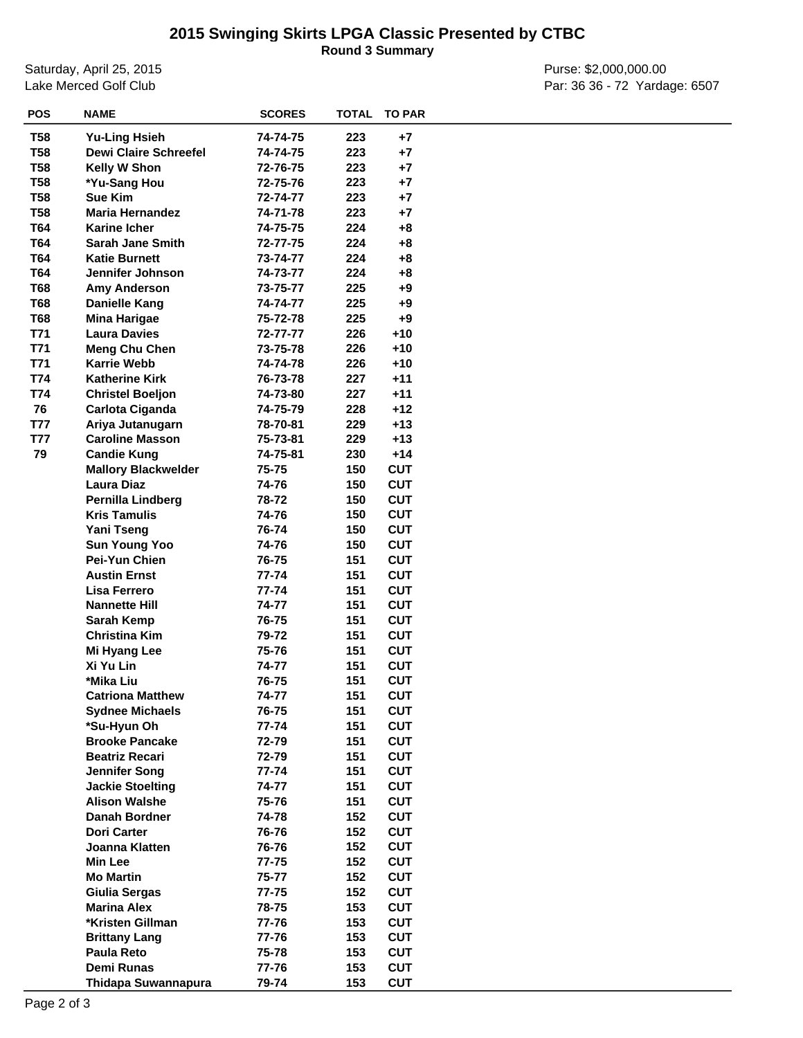# 2015 Swinging Skirts LPGA Classic Presented by CTBC

**Round 3 Summary**

Saturday, April 25, 2015
Lake Merced Golf Club

Purse: $2,000,000.00
Par: 36 36 - 72 Yardage: 6507

| POS | NAME | SCORES | TOTAL | TO PAR |
|---|---|---|---|---|
| T58 | Yu-Ling Hsieh | 74-74-75 | 223 | +7 |
| T58 | Dewi Claire Schreefel | 74-74-75 | 223 | +7 |
| T58 | Kelly W Shon | 72-76-75 | 223 | +7 |
| T58 | *Yu-Sang Hou | 72-75-76 | 223 | +7 |
| T58 | Sue Kim | 72-74-77 | 223 | +7 |
| T58 | Maria Hernandez | 74-71-78 | 223 | +7 |
| T64 | Karine Icher | 74-75-75 | 224 | +8 |
| T64 | Sarah Jane Smith | 72-77-75 | 224 | +8 |
| T64 | Katie Burnett | 73-74-77 | 224 | +8 |
| T64 | Jennifer Johnson | 74-73-77 | 224 | +8 |
| T68 | Amy Anderson | 73-75-77 | 225 | +9 |
| T68 | Danielle Kang | 74-74-77 | 225 | +9 |
| T68 | Mina Harigae | 75-72-78 | 225 | +9 |
| T71 | Laura Davies | 72-77-77 | 226 | +10 |
| T71 | Meng Chu Chen | 73-75-78 | 226 | +10 |
| T71 | Karrie Webb | 74-74-78 | 226 | +10 |
| T74 | Katherine Kirk | 76-73-78 | 227 | +11 |
| T74 | Christel Boeljon | 74-73-80 | 227 | +11 |
| 76 | Carlota Ciganda | 74-75-79 | 228 | +12 |
| T77 | Ariya Jutanugarn | 78-70-81 | 229 | +13 |
| T77 | Caroline Masson | 75-73-81 | 229 | +13 |
| 79 | Candie Kung | 74-75-81 | 230 | +14 |
| | Mallory Blackwelder | 75-75 | 150 | CUT |
| | Laura Diaz | 74-76 | 150 | CUT |
| | Pernilla Lindberg | 78-72 | 150 | CUT |
| | Kris Tamulis | 74-76 | 150 | CUT |
| | Yani Tseng | 76-74 | 150 | CUT |
| | Sun Young Yoo | 74-76 | 150 | CUT |
| | Pei-Yun Chien | 76-75 | 151 | CUT |
| | Austin Ernst | 77-74 | 151 | CUT |
| | Lisa Ferrero | 77-74 | 151 | CUT |
| | Nannette Hill | 74-77 | 151 | CUT |
| | Sarah Kemp | 76-75 | 151 | CUT |
| | Christina Kim | 79-72 | 151 | CUT |
| | Mi Hyang Lee | 75-76 | 151 | CUT |
| | Xi Yu Lin | 74-77 | 151 | CUT |
| | *Mika Liu | 76-75 | 151 | CUT |
| | Catriona Matthew | 74-77 | 151 | CUT |
| | Sydnee Michaels | 76-75 | 151 | CUT |
| | *Su-Hyun Oh | 77-74 | 151 | CUT |
| | Brooke Pancake | 72-79 | 151 | CUT |
| | Beatriz Recari | 72-79 | 151 | CUT |
| | Jennifer Song | 77-74 | 151 | CUT |
| | Jackie Stoelting | 74-77 | 151 | CUT |
| | Alison Walshe | 75-76 | 151 | CUT |
| | Danah Bordner | 74-78 | 152 | CUT |
| | Dori Carter | 76-76 | 152 | CUT |
| | Joanna Klatten | 76-76 | 152 | CUT |
| | Min Lee | 77-75 | 152 | CUT |
| | Mo Martin | 75-77 | 152 | CUT |
| | Giulia Sergas | 77-75 | 152 | CUT |
| | Marina Alex | 78-75 | 153 | CUT |
| | *Kristen Gillman | 77-76 | 153 | CUT |
| | Brittany Lang | 77-76 | 153 | CUT |
| | Paula Reto | 75-78 | 153 | CUT |
| | Demi Runas | 77-76 | 153 | CUT |
| | Thidapa Suwannapura | 79-74 | 153 | CUT |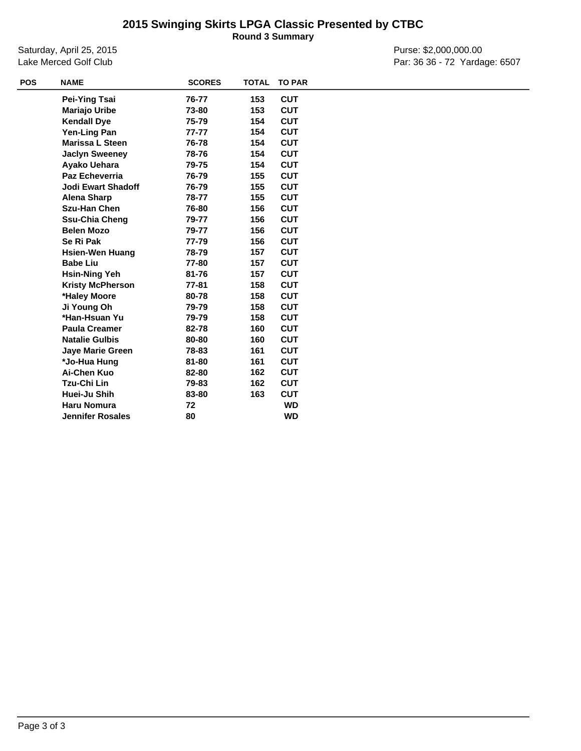# 2015 Swinging Skirts LPGA Classic Presented by CTBC

**Round 3 Summary**

Saturday, April 25, 2015
Lake Merced Golf Club

Purse: $2,000,000.00
Par: 36 36 - 72 Yardage: 6507

| POS | NAME | SCORES | TOTAL | TO PAR |
|---|---|---|---|---|
| | Pei-Ying Tsai | 76-77 | 153 | CUT |
| | Mariajo Uribe | 73-80 | 153 | CUT |
| | Kendall Dye | 75-79 | 154 | CUT |
| | Yen-Ling Pan | 77-77 | 154 | CUT |
| | Marissa L Steen | 76-78 | 154 | CUT |
| | Jaclyn Sweeney | 78-76 | 154 | CUT |
| | Ayako Uehara | 79-75 | 154 | CUT |
| | Paz Echeverria | 76-79 | 155 | CUT |
| | Jodi Ewart Shadoff | 76-79 | 155 | CUT |
| | Alena Sharp | 78-77 | 155 | CUT |
| | Szu-Han Chen | 76-80 | 156 | CUT |
| | Ssu-Chia Cheng | 79-77 | 156 | CUT |
| | Belen Mozo | 79-77 | 156 | CUT |
| | Se Ri Pak | 77-79 | 156 | CUT |
| | Hsien-Wen Huang | 78-79 | 157 | CUT |
| | Babe Liu | 77-80 | 157 | CUT |
| | Hsin-Ning Yeh | 81-76 | 157 | CUT |
| | Kristy McPherson | 77-81 | 158 | CUT |
| | *Haley Moore | 80-78 | 158 | CUT |
| | Ji Young Oh | 79-79 | 158 | CUT |
| | *Han-Hsuan Yu | 79-79 | 158 | CUT |
| | Paula Creamer | 82-78 | 160 | CUT |
| | Natalie Gulbis | 80-80 | 160 | CUT |
| | Jaye Marie Green | 78-83 | 161 | CUT |
| | *Jo-Hua Hung | 81-80 | 161 | CUT |
| | Ai-Chen Kuo | 82-80 | 162 | CUT |
| | Tzu-Chi Lin | 79-83 | 162 | CUT |
| | Huei-Ju Shih | 83-80 | 163 | CUT |
| | Haru Nomura | 72 | | WD |
| | Jennifer Rosales | 80 | | WD |